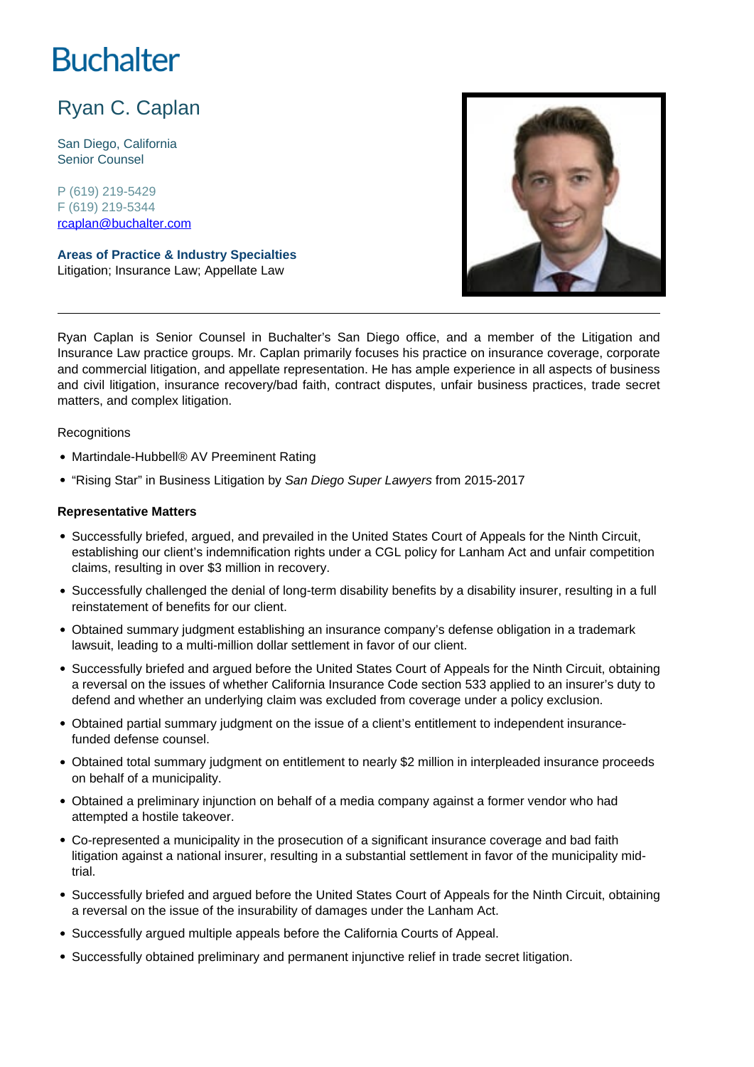# Buchalter

## Ryan C. Caplan

San Diego, California
Senior Counsel

P (619) 219-5429
F (619) 219-5344
rcaplan@buchalter.com

**Areas of Practice & Industry Specialties**
Litigation; Insurance Law; Appellate Law

---

Ryan Caplan is Senior Counsel in Buchalter's San Diego office, and a member of the Litigation and Insurance Law practice groups. Mr. Caplan primarily focuses his practice on insurance coverage, corporate and commercial litigation, and appellate representation. He has ample experience in all aspects of business and civil litigation, insurance recovery/bad faith, contract disputes, unfair business practices, trade secret matters, and complex litigation.

Recognitions

- Martindale-Hubbell® AV Preeminent Rating
- "Rising Star" in Business Litigation by *San Diego Super Lawyers* from 2015-2017

**Representative Matters**

- Successfully briefed, argued, and prevailed in the United States Court of Appeals for the Ninth Circuit, establishing our client's indemnification rights under a CGL policy for Lanham Act and unfair competition claims, resulting in over $3 million in recovery.
- Successfully challenged the denial of long-term disability benefits by a disability insurer, resulting in a full reinstatement of benefits for our client.
- Obtained summary judgment establishing an insurance company's defense obligation in a trademark lawsuit, leading to a multi-million dollar settlement in favor of our client.
- Successfully briefed and argued before the United States Court of Appeals for the Ninth Circuit, obtaining a reversal on the issues of whether California Insurance Code section 533 applied to an insurer's duty to defend and whether an underlying claim was excluded from coverage under a policy exclusion.
- Obtained partial summary judgment on the issue of a client's entitlement to independent insurance-funded defense counsel.
- Obtained total summary judgment on entitlement to nearly $2 million in interpleaded insurance proceeds on behalf of a municipality.
- Obtained a preliminary injunction on behalf of a media company against a former vendor who had attempted a hostile takeover.
- Co-represented a municipality in the prosecution of a significant insurance coverage and bad faith litigation against a national insurer, resulting in a substantial settlement in favor of the municipality mid-trial.
- Successfully briefed and argued before the United States Court of Appeals for the Ninth Circuit, obtaining a reversal on the issue of the insurability of damages under the Lanham Act.
- Successfully argued multiple appeals before the California Courts of Appeal.
- Successfully obtained preliminary and permanent injunctive relief in trade secret litigation.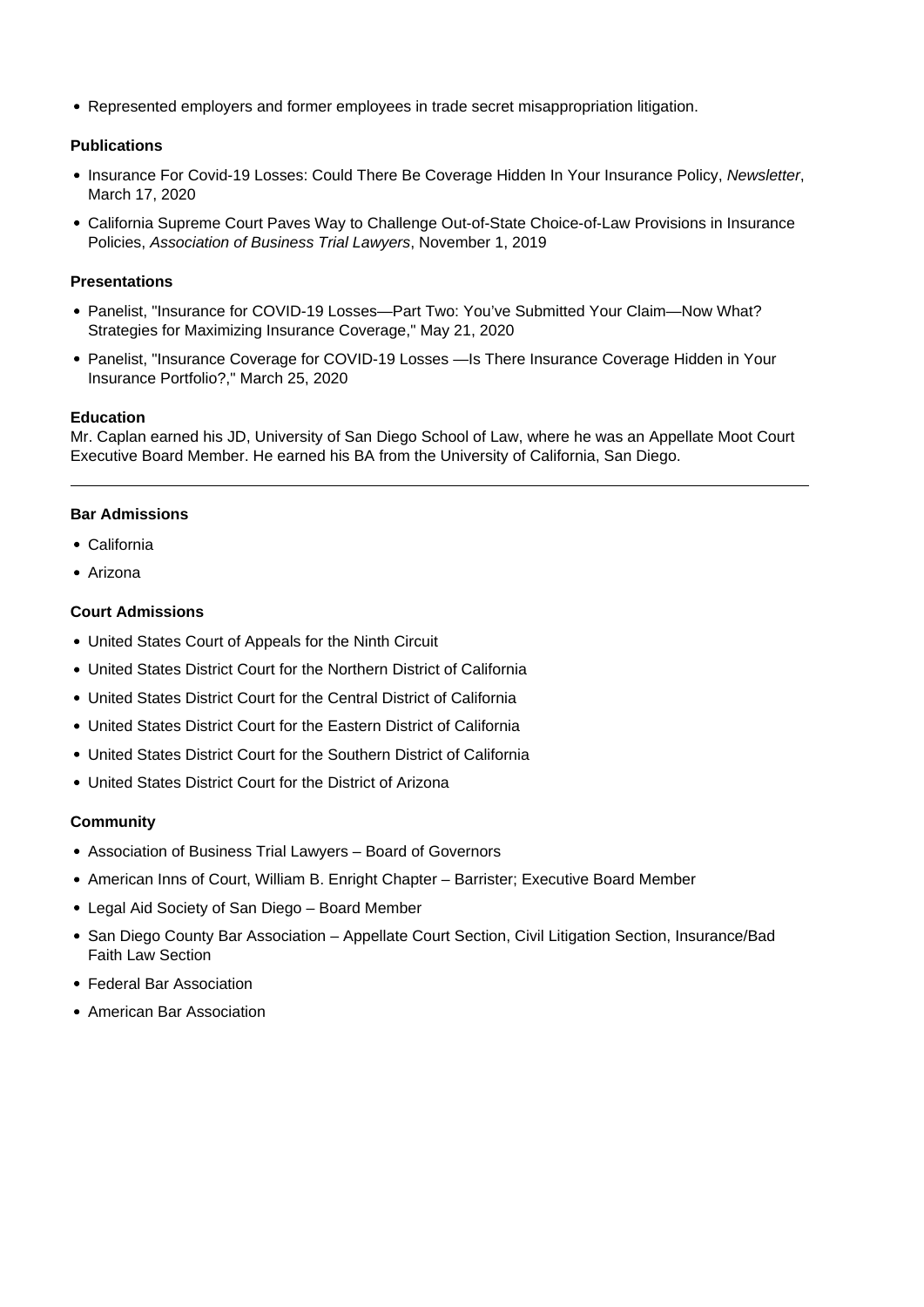- Represented employers and former employees in trade secret misappropriation litigation.

### Publications

- Insurance For Covid-19 Losses: Could There Be Coverage Hidden In Your Insurance Policy, *Newsletter*, March 17, 2020
- California Supreme Court Paves Way to Challenge Out-of-State Choice-of-Law Provisions in Insurance Policies, *Association of Business Trial Lawyers*, November 1, 2019

### Presentations

- Panelist, "Insurance for COVID-19 Losses—Part Two: You've Submitted Your Claim—Now What? Strategies for Maximizing Insurance Coverage," May 21, 2020
- Panelist, "Insurance Coverage for COVID-19 Losses —Is There Insurance Coverage Hidden in Your Insurance Portfolio?," March 25, 2020

### Education

Mr. Caplan earned his JD, University of San Diego School of Law, where he was an Appellate Moot Court Executive Board Member. He earned his BA from the University of California, San Diego.

---

### Bar Admissions

- California
- Arizona

### Court Admissions

- United States Court of Appeals for the Ninth Circuit
- United States District Court for the Northern District of California
- United States District Court for the Central District of California
- United States District Court for the Eastern District of California
- United States District Court for the Southern District of California
- United States District Court for the District of Arizona

### Community

- Association of Business Trial Lawyers – Board of Governors
- American Inns of Court, William B. Enright Chapter – Barrister; Executive Board Member
- Legal Aid Society of San Diego – Board Member
- San Diego County Bar Association – Appellate Court Section, Civil Litigation Section, Insurance/Bad Faith Law Section
- Federal Bar Association
- American Bar Association